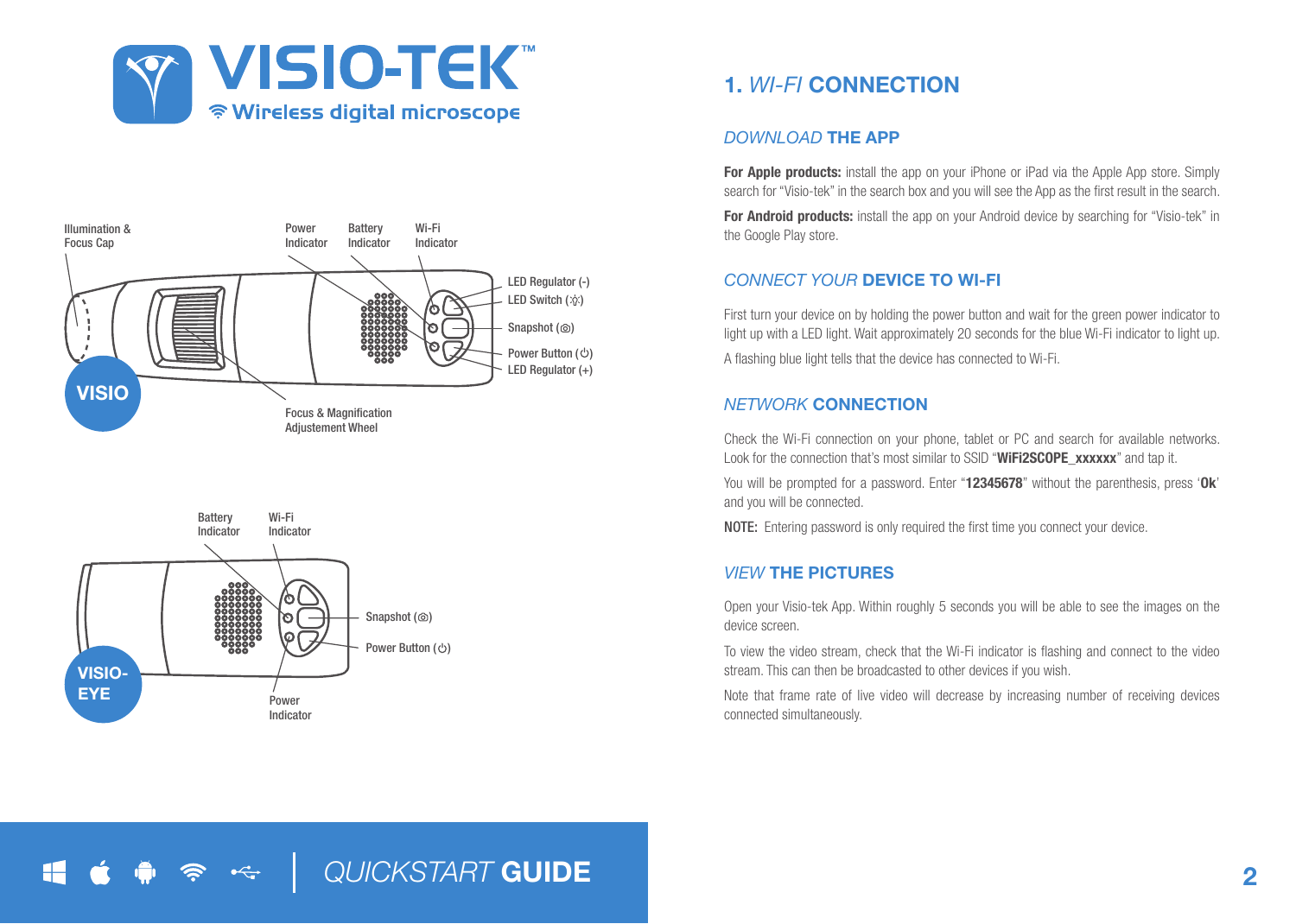# VISIO-TEK™

Wireless digital microscope

**VISIO**

- Illumination & Focus Cap
- Power Indicator
- Battery Indicator
- Wi-Fi Indicator
- LED Regulator (-)
- LED Switch
- Snapshot
- Power Button
- LED Regulator (+)
- Focus & Magnification Adjustement Wheel

**VISIO-EYE**

- Battery Indicator
- Wi-Fi Indicator
- Snapshot
- Power Button
- Power Indicator

## 1. *WI-FI* CONNECTION

### *DOWNLOAD* THE APP

**For Apple products:** install the app on your iPhone or iPad via the Apple App store. Simply search for "Visio-tek" in the search box and you will see the App as the first result in the search.

**For Android products:** install the app on your Android device by searching for "Visio-tek" in the Google Play store.

### *CONNECT YOUR* DEVICE TO WI-FI

First turn your device on by holding the power button and wait for the green power indicator to light up with a LED light. Wait approximately 20 seconds for the blue Wi-Fi indicator to light up.

A flashing blue light tells that the device has connected to Wi-Fi.

### *NETWORK* CONNECTION

Check the Wi-Fi connection on your phone, tablet or PC and search for available networks. Look for the connection that's most similar to SSID "**WiFi2SCOPE_xxxxxx**" and tap it.

You will be prompted for a password. Enter "**12345678**" without the parenthesis, press '**Ok**' and you will be connected.

**NOTE:** Entering password is only required the first time you connect your device.

### *VIEW* THE PICTURES

Open your Visio-tek App. Within roughly 5 seconds you will be able to see the images on the device screen.

To view the video stream, check that the Wi-Fi indicator is flashing and connect to the video stream. This can then be broadcasted to other devices if you wish.

Note that frame rate of live video will decrease by increasing number of receiving devices connected simultaneously.

*QUICKSTART* **GUIDE**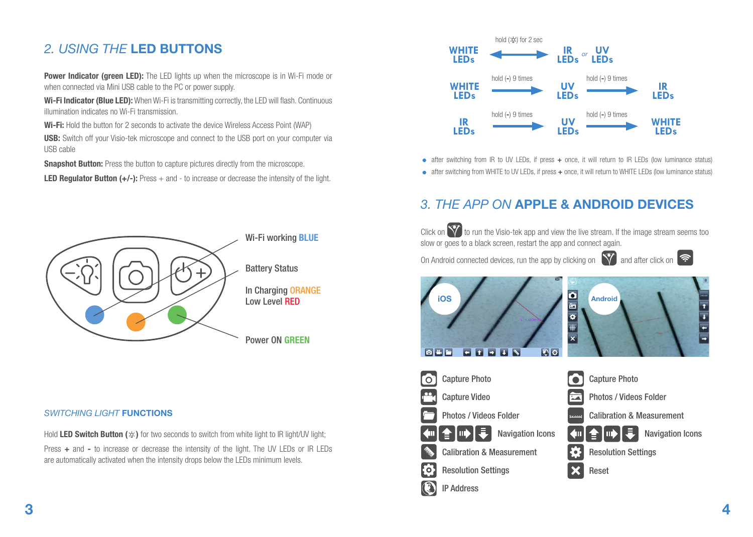## 2. *USING THE* LED BUTTONS

**Power Indicator (green LED):** The LED lights up when the microscope is in Wi-Fi mode or when connected via Mini USB cable to the PC or power supply.

**Wi-Fi Indicator (Blue LED):** When Wi-Fi is transmitting correctly, the LED will flash. Continuous illumination indicates no Wi-Fi transmission.

**Wi-Fi:** Hold the button for 2 seconds to activate the device Wireless Access Point (WAP)

**USB:** Switch off your Visio-tek microscope and connect to the USB port on your computer via USB cable

**Snapshot Button:** Press the button to capture pictures directly from the microscope.

**LED Regulator Button (+/-):** Press + and - to increase or decrease the intensity of the light.

Wi-Fi working BLUE

Battery Status

In Charging ORANGE
Low Level RED

Power ON GREEN

### *SWITCHING LIGHT* FUNCTIONS

Hold **LED Switch Button (☼)** for two seconds to switch from white light to IR light/UV light;

Press **+** and **-** to increase or decrease the intensity of the light. The UV LEDs or IR LEDs are automatically activated when the intensity drops below the LEDs minimum levels.

WHITE LEDs ⟷ (hold (☼) for 2 sec) IR LEDs *or* UV LEDs

WHITE LEDs → (hold (-) 9 times) UV LEDs → (hold (-) 9 times) IR LEDs

IR LEDs → (hold (-) 9 times) UV LEDs → (hold (-) 9 times) WHITE LEDs

- after switching from IR to UV LEDs, if press **+** once, it will return to IR LEDs (low luminance status)
- after switching from WHITE to UV LEDs, if press **+** once, it will return to WHITE LEDs (low luminance status)

## 3. *THE APP ON* APPLE & ANDROID DEVICES

Click on [app icon] to run the Visio-tek app and view the live stream. If the image stream seems too slow or goes to a black screen, restart the app and connect again.

On Android connected devices, run the app by clicking on [app icon] and after click on [Wi-Fi icon]

**iOS**

- Capture Photo
- Capture Video
- Photos / Videos Folder
- Navigation Icons
- Calibration & Measurement
- Resolution Settings
- IP Address

**Android**

- Capture Photo
- Photos / Videos Folder
- Calibration & Measurement
- Navigation Icons
- Resolution Settings
- Reset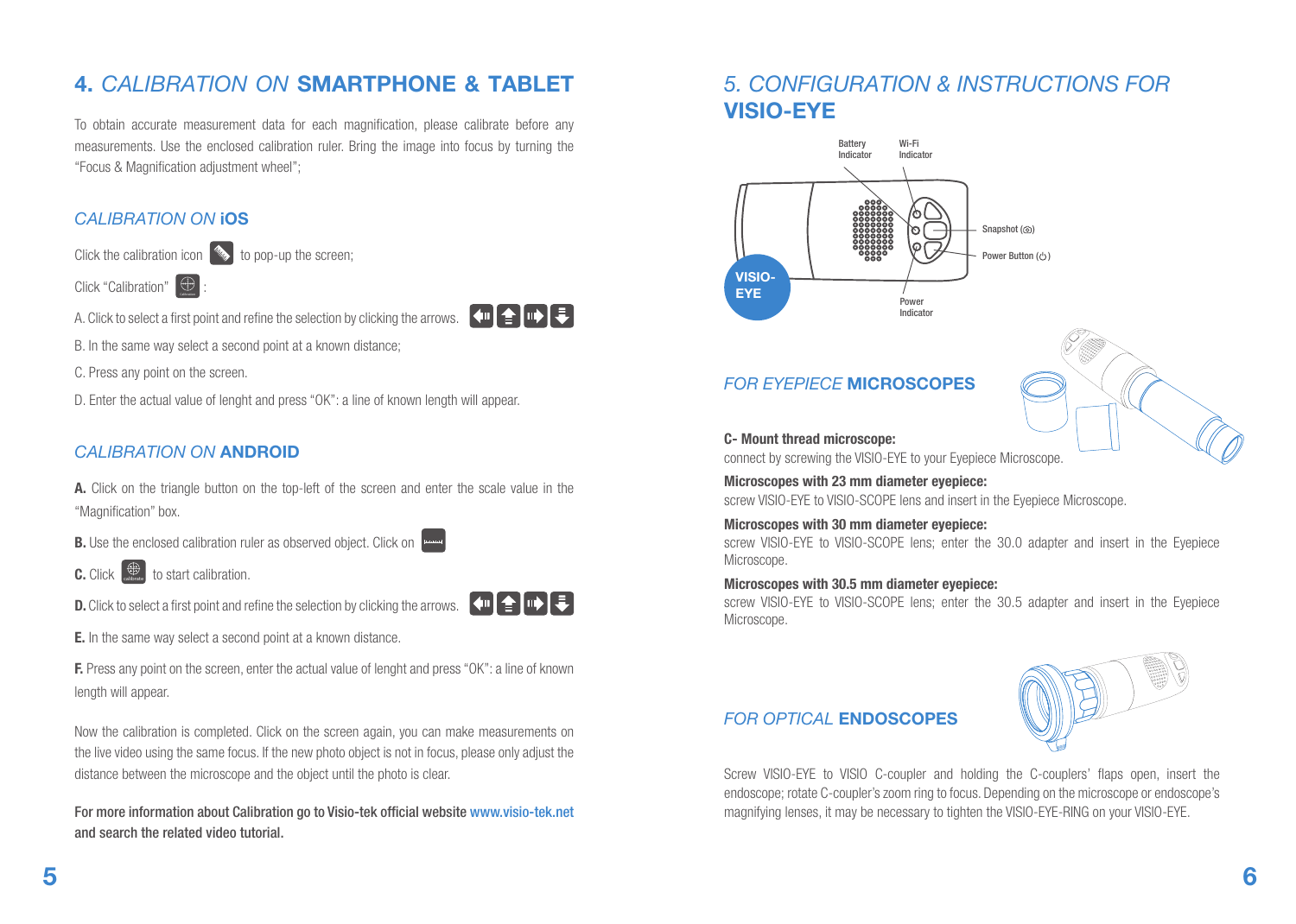## 4. *CALIBRATION ON* **SMARTPHONE & TABLET**

To obtain accurate measurement data for each magnification, please calibrate before any measurements. Use the enclosed calibration ruler. Bring the image into focus by turning the "Focus & Magnification adjustment wheel";

### *CALIBRATION ON* **iOS**

Click the calibration icon to pop-up the screen;

Click "Calibration" ;

A. Click to select a first point and refine the selection by clicking the arrows.

B. In the same way select a second point at a known distance;

C. Press any point on the screen.

D. Enter the actual value of lenght and press "OK": a line of known length will appear.

### *CALIBRATION ON* **ANDROID**

**A.** Click on the triangle button on the top-left of the screen and enter the scale value in the "Magnification" box.

**B.** Use the enclosed calibration ruler as observed object. Click on

**C.** Click to start calibration.

**D.** Click to select a first point and refine the selection by clicking the arrows.

**E.** In the same way select a second point at a known distance.

**F.** Press any point on the screen, enter the actual value of lenght and press "OK": a line of known length will appear.

Now the calibration is completed. Click on the screen again, you can make measurements on the live video using the same focus. If the new photo object is not in focus, please only adjust the distance between the microscope and the object until the photo is clear.

**For more information about Calibration go to Visio-tek official website www.visio-tek.net and search the related video tutorial.**

## *5. CONFIGURATION & INSTRUCTIONS FOR* **VISIO-EYE**

Battery Indicator · Wi-Fi Indicator · Snapshot · Power Button · Power Indicator · VISIO-EYE

### *FOR EYEPIECE* **MICROSCOPES**

**C- Mount thread microscope:**
connect by screwing the VISIO-EYE to your Eyepiece Microscope.

**Microscopes with 23 mm diameter eyepiece:**
screw VISIO-EYE to VISIO-SCOPE lens and insert in the Eyepiece Microscope.

**Microscopes with 30 mm diameter eyepiece:**
screw VISIO-EYE to VISIO-SCOPE lens; enter the 30.0 adapter and insert in the Eyepiece Microscope.

**Microscopes with 30.5 mm diameter eyepiece:**
screw VISIO-EYE to VISIO-SCOPE lens; enter the 30.5 adapter and insert in the Eyepiece Microscope.

### *FOR OPTICAL* **ENDOSCOPES**

Screw VISIO-EYE to VISIO C-coupler and holding the C-couplers' flaps open, insert the endoscope; rotate C-coupler's zoom ring to focus. Depending on the microscope or endoscope's magnifying lenses, it may be necessary to tighten the VISIO-EYE-RING on your VISIO-EYE.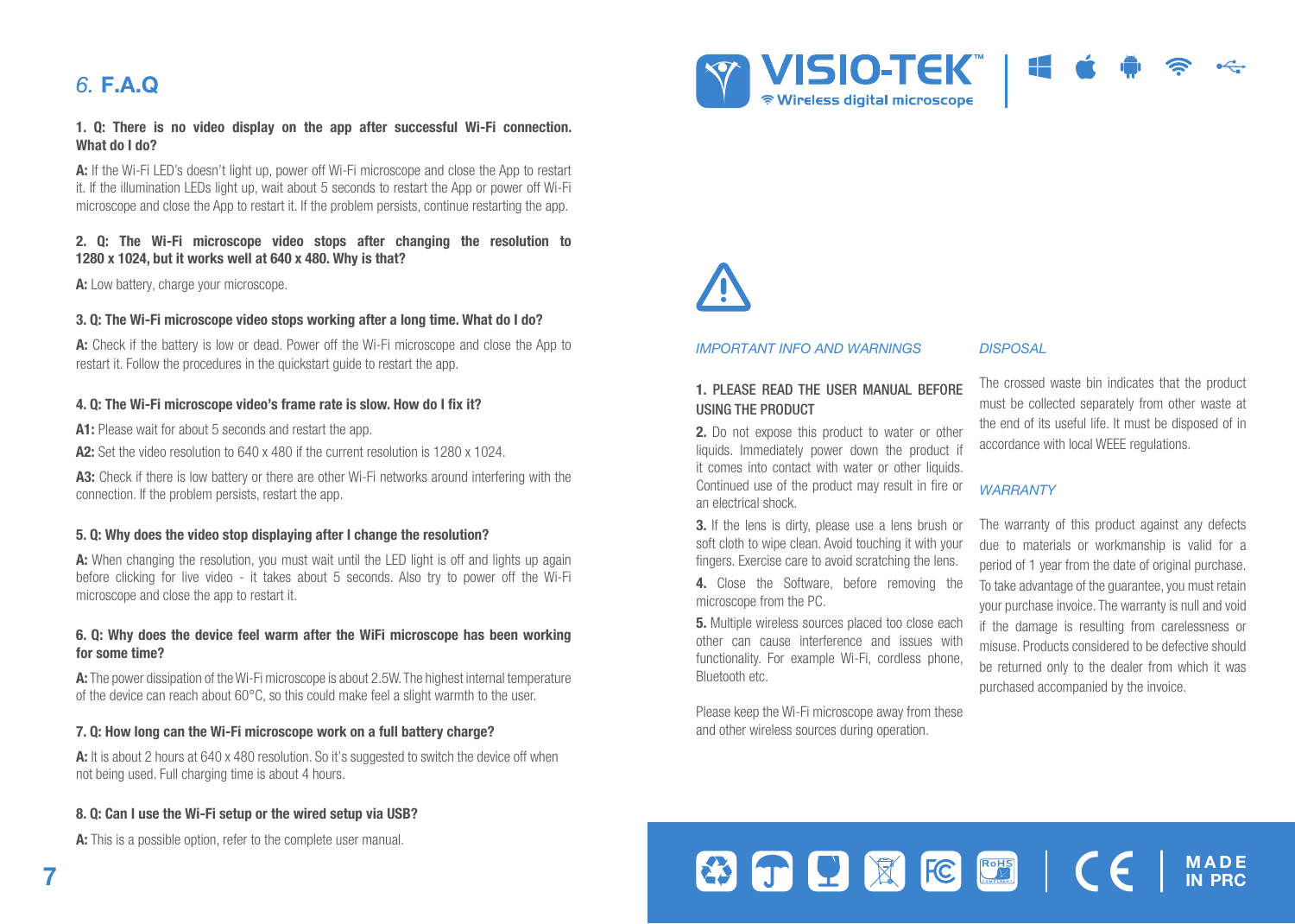# 6. F.A.Q

**1. Q: There is no video display on the app after successful Wi-Fi connection. What do I do?**

**A:** If the Wi-Fi LED's doesn't light up, power off Wi-Fi microscope and close the App to restart it. If the illumination LEDs light up, wait about 5 seconds to restart the App or power off Wi-Fi microscope and close the App to restart it. If the problem persists, continue restarting the app.

**2. Q: The Wi-Fi microscope video stops after changing the resolution to 1280 x 1024, but it works well at 640 x 480. Why is that?**

**A:** Low battery, charge your microscope.

**3. Q: The Wi-Fi microscope video stops working after a long time. What do I do?**

**A:** Check if the battery is low or dead. Power off the Wi-Fi microscope and close the App to restart it. Follow the procedures in the quickstart guide to restart the app.

**4. Q: The Wi-Fi microscope video's frame rate is slow. How do I fix it?**

**A1:** Please wait for about 5 seconds and restart the app.

**A2:** Set the video resolution to 640 x 480 if the current resolution is 1280 x 1024.

**A3:** Check if there is low battery or there are other Wi-Fi networks around interfering with the connection. If the problem persists, restart the app.

**5. Q: Why does the video stop displaying after I change the resolution?**

**A:** When changing the resolution, you must wait until the LED light is off and lights up again before clicking for live video - it takes about 5 seconds. Also try to power off the Wi-Fi microscope and close the app to restart it.

**6. Q: Why does the device feel warm after the WiFi microscope has been working for some time?**

**A:** The power dissipation of the Wi-Fi microscope is about 2.5W. The highest internal temperature of the device can reach about 60°C, so this could make feel a slight warmth to the user.

**7. Q: How long can the Wi-Fi microscope work on a full battery charge?**

**A:** It is about 2 hours at 640 x 480 resolution. So it's suggested to switch the device off when not being used. Full charging time is about 4 hours.

**8. Q: Can I use the Wi-Fi setup or the wired setup via USB?**

**A:** This is a possible option, refer to the complete user manual.

VISIO-TEK™
Wireless digital microscope

*IMPORTANT INFO AND WARNINGS*

1. PLEASE READ THE USER MANUAL BEFORE USING THE PRODUCT

**2.** Do not expose this product to water or other liquids. Immediately power down the product if it comes into contact with water or other liquids. Continued use of the product may result in fire or an electrical shock.

**3.** If the lens is dirty, please use a lens brush or soft cloth to wipe clean. Avoid touching it with your fingers. Exercise care to avoid scratching the lens.

**4.** Close the Software, before removing the microscope from the PC.

**5.** Multiple wireless sources placed too close each other can cause interference and issues with functionality. For example Wi-Fi, cordless phone, Bluetooth etc.

Please keep the Wi-Fi microscope away from these and other wireless sources during operation.

*DISPOSAL*

The crossed waste bin indicates that the product must be collected separately from other waste at the end of its useful life. It must be disposed of in accordance with local WEEE regulations.

*WARRANTY*

The warranty of this product against any defects due to materials or workmanship is valid for a period of 1 year from the date of original purchase. To take advantage of the guarantee, you must retain your purchase invoice. The warranty is null and void if the damage is resulting from carelessness or misuse. Products considered to be defective should be returned only to the dealer from which it was purchased accompanied by the invoice.

MADE IN PRC